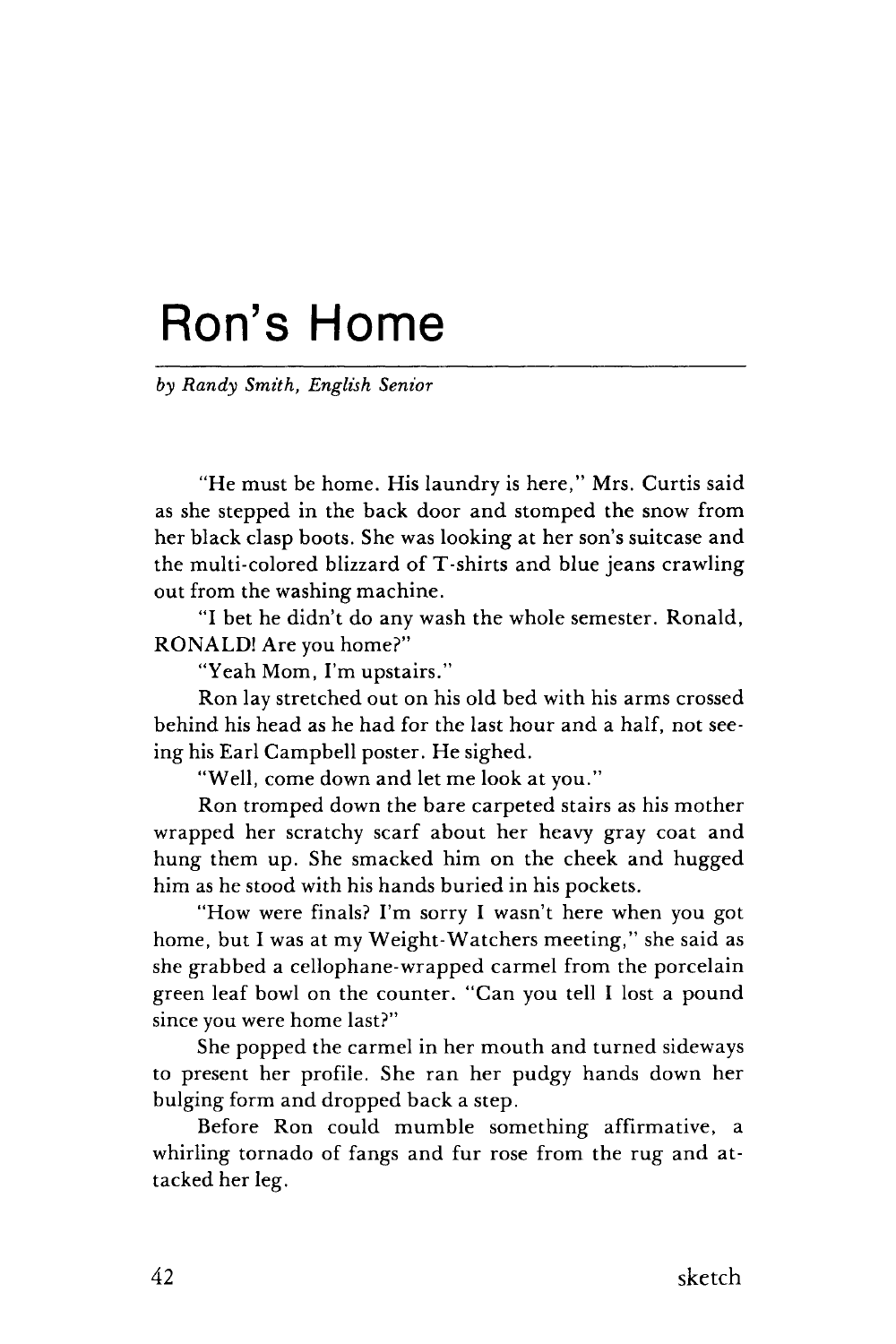# Ron's Home

*by Randy Smith, English Senior*

"He must be home. His laundry is here," Mrs. Curtis said as she stepped in the back door and stomped the snow from her black clasp boots. She was looking at her son's suitcase and the multi-colored blizzard of T-shirts and blue jeans crawling out from the washing machine.

"I bet he didn't do any wash the whole semester. Ronald, RONALD! Are you home?"

"Yeah Mom, I'm upstairs."

Ron lay stretched out on his old bed with his arms crossed behind his head as he had for the last hour and a half, not seeing his Earl Campbell poster. He sighed.

"Well, come down and let me look at you."

Ron tromped down the bare carpeted stairs as his mother wrapped her scratchy scarf about her heavy gray coat and hung them up. She smacked him on the cheek and hugged him as he stood with his hands buried in his pockets.

"How were finals? I'm sorry I wasn't here when you got home, but I was at my Weight-Watchers meeting," she said as she grabbed a cellophane-wrapped carmel from the porcelain green leaf bowl on the counter. "Can you tell I lost a pound since you were home last?"

She popped the carmel in her mouth and turned sideways to present her profile. She ran her pudgy hands down her bulging form and dropped back a step.

Before Ron could mumble something affirmative, a whirling tornado of fangs and fur rose from the rug and attacked her leg.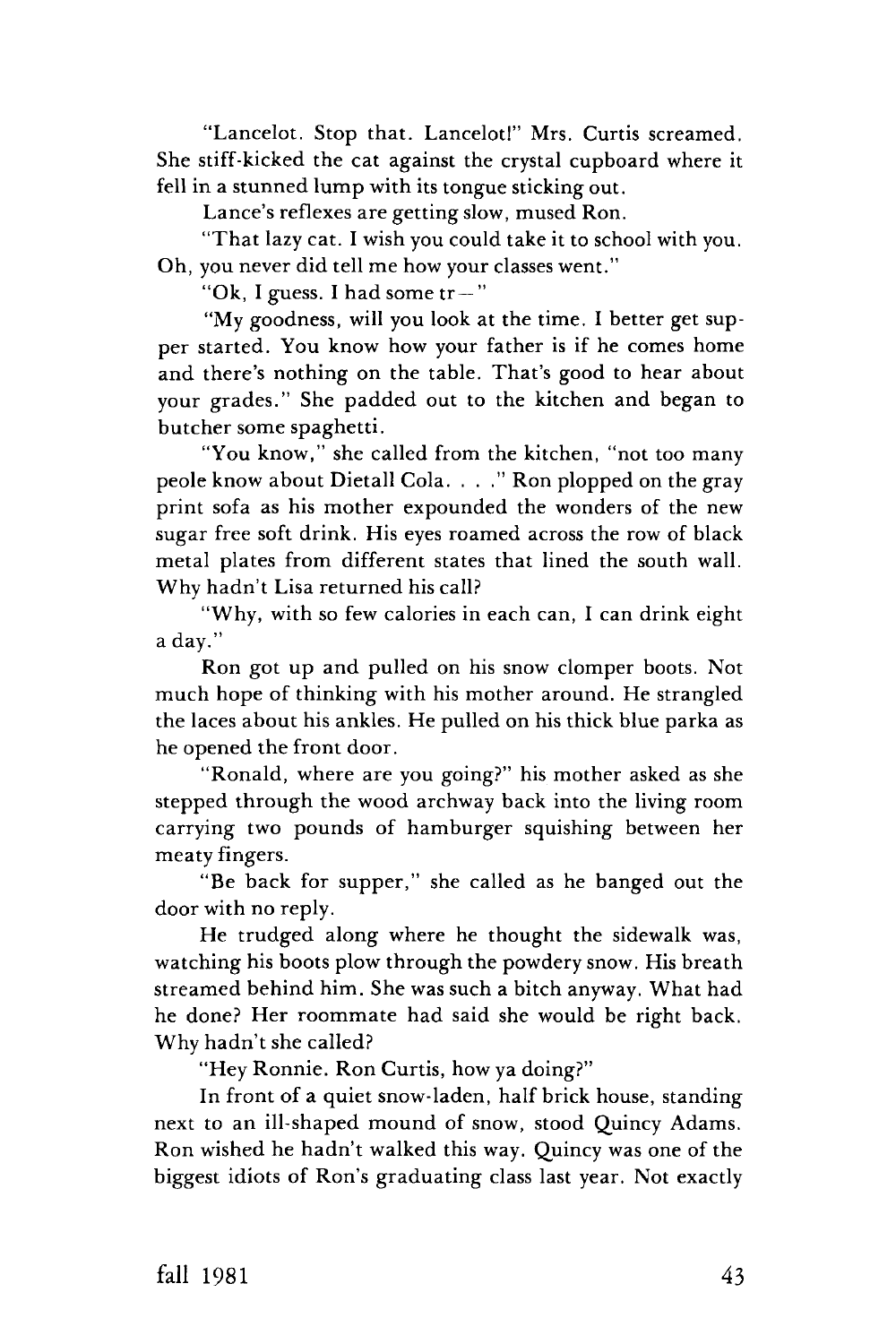"Lancelot. Stop that. Lancelot!" Mrs. Curtis screamed. She stiff-kicked the cat against the crystal cupboard where it fell in a stunned lump with its tongue sticking out.

Lance's reflexes are getting slow, mused Ron.

"That lazy cat. I wish you could take it to school with you. Oh, you never did tell me how your classes went."

"Ok, I guess. I had some tr—"

"My goodness, will you look at the time. I better get supper started. You know how your father is if he comes home and there's nothing on the table. That's good to hear about your grades." She padded out to the kitchen and began to butcher some spaghetti.

"You know," she called from the kitchen, "not too many peole know about Dietall Cola. . . ." Ron plopped on the gray print sofa as his mother expounded the wonders of the new sugar free soft drink. His eyes roamed across the row of black metal plates from different states that lined the south wall. Why hadn't Lisa returned his call?

"Why, with so few calories in each can, I can drink eight a day."

Ron got up and pulled on his snow clomper boots. Not much hope of thinking with his mother around. He strangled the laces about his ankles. He pulled on his thick blue parka as he opened the front door.

"Ronald, where are you going?" his mother asked as she stepped through the wood archway back into the living room carrying two pounds of hamburger squishing between her meaty fingers.

"Be back for supper," she called as he banged out the door with no reply.

He trudged along where he thought the sidewalk was, watching his boots plow through the powdery snow. His breath streamed behind him. She was such a bitch anyway. What had he done? Her roommate had said she would be right back. Why hadn't she called?

"Hey Ronnie. Ron Curtis, how ya doing?"

In front of a quiet snow-laden, half brick house, standing next to an ill-shaped mound of snow, stood Quincy Adams. Ron wished he hadn't walked this way. Quincy was one of the biggest idiots of Ron's graduating class last year. Not exactly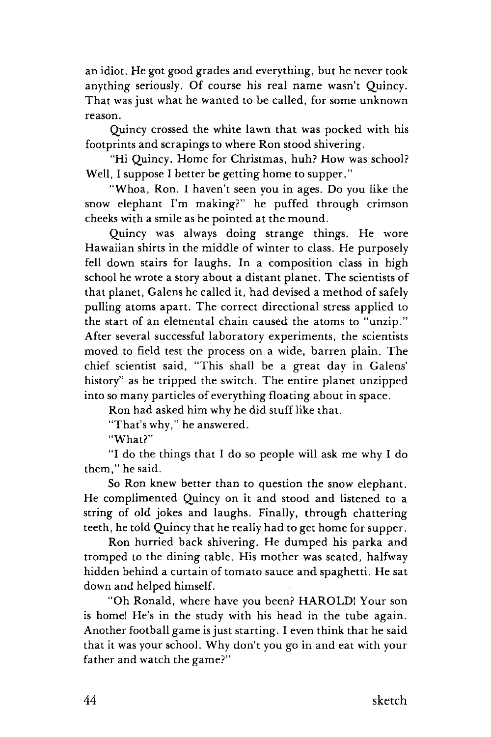an idiot. He got good grades and everything, but he never took anything seriously. Of course his real name wasn't Quincy. That was just what he wanted to be called, for some unknown reason.

Quincy crossed the white lawn that was pocked with his footprints and scrapings to where Ron stood shivering.

"Hi Quincy. Home for Christmas, huh? How was school? Well, I suppose I better be getting home to supper."

"Whoa, Ron. I haven't seen you in ages. Do you like the snow elephant I'm making?" he puffed through crimson cheeks with a smile as he pointed at the mound.

Quincy was always doing strange things. He wore Hawaiian shirts in the middle of winter to class. He purposely fell down stairs for laughs. In a composition class in high school he wrote a story about a distant planet. The scientists of that planet, Galens he called it, had devised a method of safely pulling atoms apart. The correct directional stress applied to the start of an elemental chain caused the atoms to "unzip." After several successful laboratory experiments, the scientists moved to field test the process on a wide, barren plain. The chief scientist said, "This shall be a great day in Galens' history" as he tripped the switch. The entire planet unzipped into so many particles of everything floating about in space.

Ron had asked him why he did stuff like that.

"That's why," he answered.

"What?"

"I do the things that I do so people will ask me why I do them," he said.

So Ron knew better than to question the snow elephant. He complimented Quincy on it and stood and listened to a string of old jokes and laughs. Finally, through chattering teeth, he told Quincy that he really had to get home for supper.

Ron hurried back shivering. He dumped his parka and tromped to the dining table. His mother was seated, halfway hidden behind a curtain of tomato sauce and spaghetti. He sat down and helped himself.

"Oh Ronald, where have you been? HAROLD! Your son is home! He's in the study with his head in the tube again. Another football game is just starting. I even think that he said that it was your school. Why don't you go in and eat with your father and watch the game?"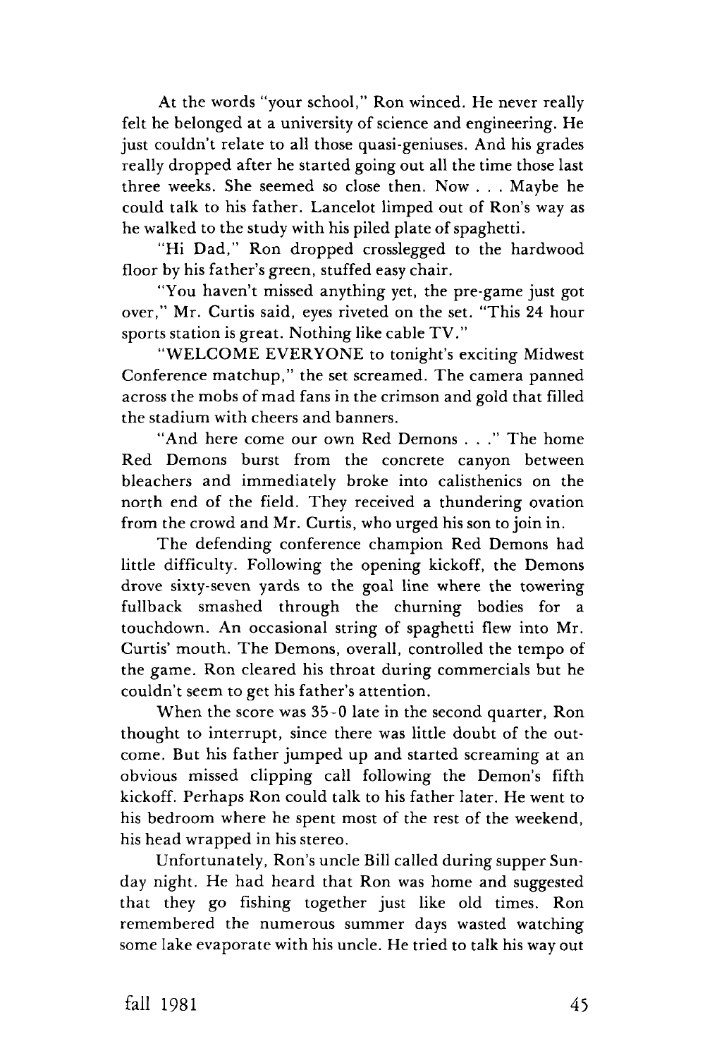At the words "your school," Ron winced. He never really felt he belonged at a university of science and engineering. He just couldn't relate to all those quasi-geniuses. And his grades really dropped after he started going out all the time those last three weeks. She seemed so close then. Now . . . Maybe he could talk to his father. Lancelot limped out of Ron's way as he walked to the study with his piled plate of spaghetti.

"Hi Dad," Ron dropped crosslegged to the hardwood floor by his father's green, stuffed easy chair.

"You haven't missed anything yet, the pre-game just got over," Mr. Curtis said, eyes riveted on the set. "This 24 hour sports station is great. Nothing like cable TV."

"WELCOME EVERYONE to tonight's exciting Midwest Conference matchup," the set screamed. The camera panned across the mobs of mad fans in the crimson and gold that filled the stadium with cheers and banners.

"And here come our own Red Demons . . ." The home Red Demons burst from the concrete canyon between bleachers and immediately broke into calisthenics on the north end of the field. They received a thundering ovation from the crowd and Mr. Curtis, who urged his son to join in.

The defending conference champion Red Demons had little difficulty. Following the opening kickoff, the Demons drove sixty-seven yards to the goal line where the towering fullback smashed through the churning bodies for a touchdown. An occasional string of spaghetti flew into Mr. Curtis' mouth. The Demons, overall, controlled the tempo of the game. Ron cleared his throat during commercials but he couldn't seem to get his father's attention.

When the score was 35-0 late in the second quarter, Ron thought to interrupt, since there was little doubt of the outcome. But his father jumped up and started screaming at an obvious missed clipping call following the Demon's fifth kickoff. Perhaps Ron could talk to his father later. He went to his bedroom where he spent most of the rest of the weekend, his head wrapped in his stereo.

Unfortunately, Ron's uncle Bill called during supper Sunday night. He had heard that Ron was home and suggested that they go fishing together just like old times. Ron remembered the numerous summer days wasted watching some lake evaporate with his uncle. He tried to talk his way out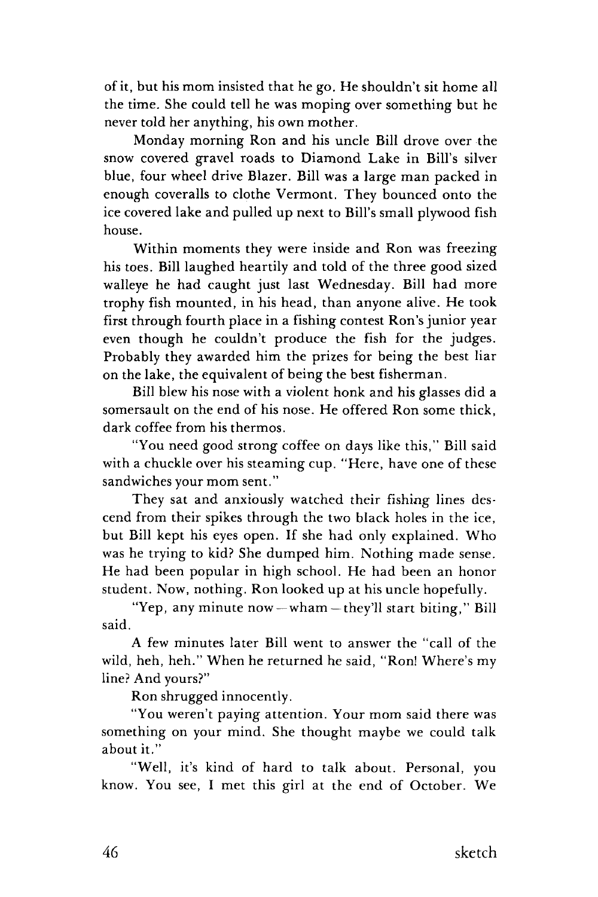of it, but his mom insisted that he go. He shouldn't sit home all the time. She could tell he was moping over something but he never told her anything, his own mother.

Monday morning Ron and his uncle Bill drove over the snow covered gravel roads to Diamond Lake in Bill's silver blue, four wheel drive Blazer. Bill was a large man packed in enough coveralls to clothe Vermont. They bounced onto the ice covered lake and pulled up next to Bill's small plywood fish house.

Within moments they were inside and Ron was freezing his toes. Bill laughed heartily and told of the three good sized walleye he had caught just last Wednesday. Bill had more trophy fish mounted, in his head, than anyone alive. He took first through fourth place in a fishing contest Ron's junior year even though he couldn't produce the fish for the judges. Probably they awarded him the prizes for being the best liar on the lake, the equivalent of being the best fisherman.

Bill blew his nose with a violent honk and his glasses did a somersault on the end of his nose. He offered Ron some thick, dark coffee from his thermos.

"You need good strong coffee on days like this," Bill said with a chuckle over his steaming cup. "Here, have one of these sandwiches your mom sent."

They sat and anxiously watched their fishing lines descend from their spikes through the two black holes in the ice, but Bill kept his eyes open. If she had only explained. Who was he trying to kid? She dumped him. Nothing made sense. He had been popular in high school. He had been an honor student. Now, nothing. Ron looked up at his uncle hopefully.

"Yep, any minute now — wham — they'll start biting," Bill said.

A few minutes later Bill went to answer the "call of the wild, heh, heh." When he returned he said, "Ron! Where's my line? And yours?"

Ron shrugged innocently.

"You weren't paying attention. Your mom said there was something on your mind. She thought maybe we could talk about it."

"Well, it's kind of hard to talk about. Personal, you know. You see, I met this girl at the end of October. We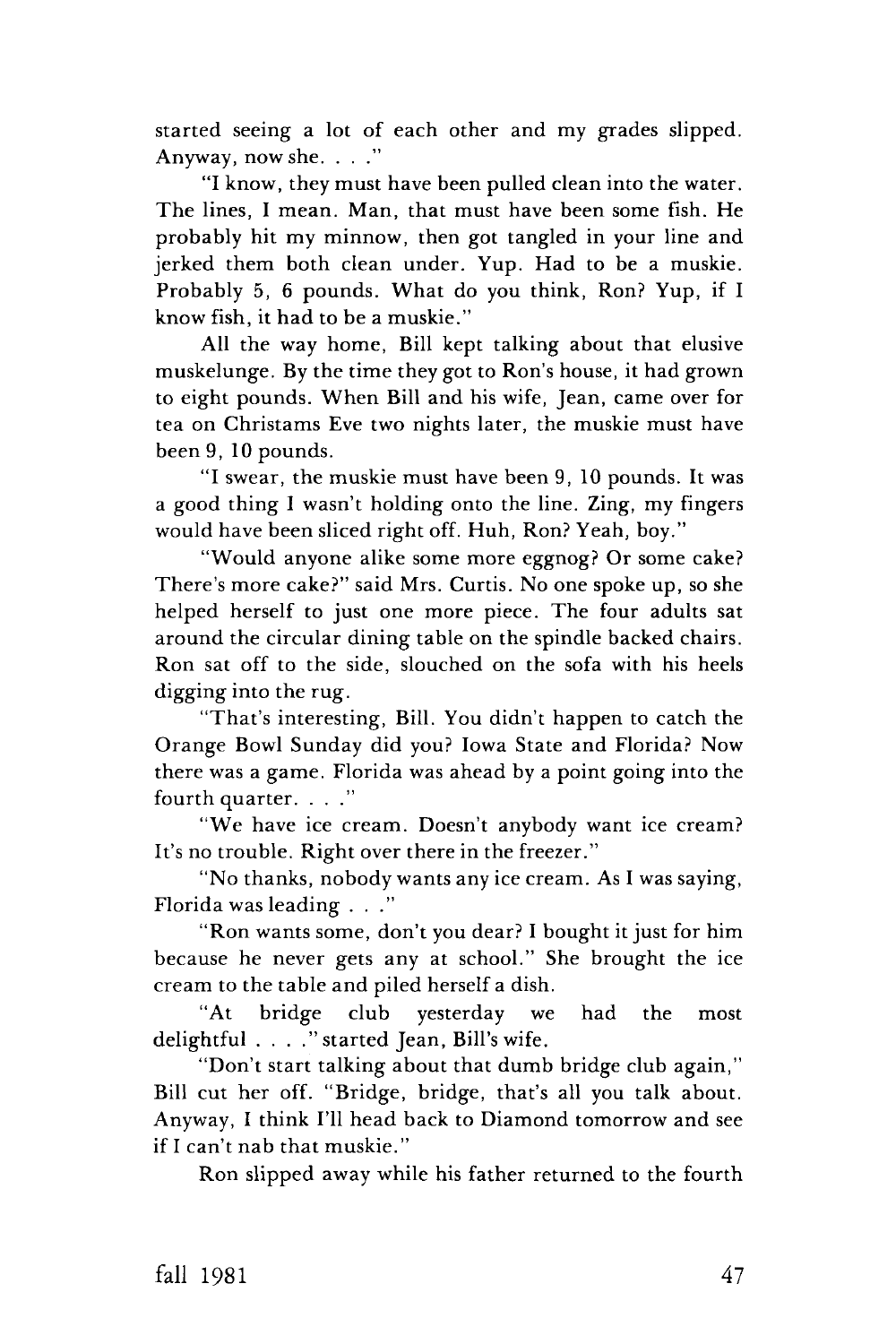started seeing a lot of each other and my grades slipped. Anyway, now she. . . ."

"I know, they must have been pulled clean into the water. The lines, I mean. Man, that must have been some fish. He probably hit my minnow, then got tangled in your line and jerked them both clean under. Yup. Had to be a muskie. Probably 5, 6 pounds. What do you think, Ron? Yup, if I know fish, it had to be a muskie."

All the way home, Bill kept talking about that elusive muskelunge. By the time they got to Ron's house, it had grown to eight pounds. When Bill and his wife, Jean, came over for tea on Christams Eve two nights later, the muskie must have been 9, 10 pounds.

"I swear, the muskie must have been 9, 10 pounds. It was a good thing I wasn't holding onto the line. Zing, my fingers would have been sliced right off. Huh, Ron? Yeah, boy."

"Would anyone alike some more eggnog? Or some cake? There's more cake?" said Mrs. Curtis. No one spoke up, so she helped herself to just one more piece. The four adults sat around the circular dining table on the spindle backed chairs. Ron sat off to the side, slouched on the sofa with his heels digging into the rug.

"That's interesting, Bill. You didn't happen to catch the Orange Bowl Sunday did you? Iowa State and Florida? Now there was a game. Florida was ahead by a point going into the fourth quarter. . . ."

"We have ice cream. Doesn't anybody want ice cream? It's no trouble. Right over there in the freezer."

"No thanks, nobody wants any ice cream. As I was saying, Florida was leading . . ."

"Ron wants some, don't you dear? I bought it just for him because he never gets any at school." She brought the ice cream to the table and piled herself a dish.

"At bridge club yesterday we had the most delightful . . . ." started Jean, Bill's wife.

"Don't start talking about that dumb bridge club again," Bill cut her off. "Bridge, bridge, that's all you talk about. Anyway, I think I'll head back to Diamond tomorrow and see if I can't nab that muskie."

Ron slipped away while his father returned to the fourth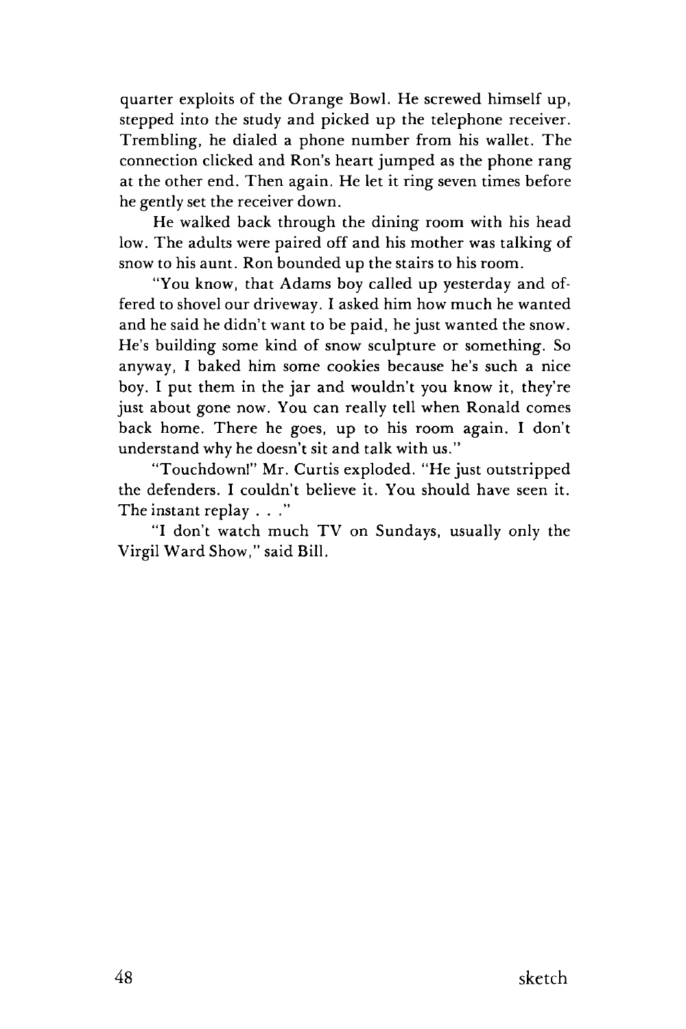quarter exploits of the Orange Bowl. He screwed himself up, stepped into the study and picked up the telephone receiver. Trembling, he dialed a phone number from his wallet. The connection clicked and Ron's heart jumped as the phone rang at the other end. Then again. He let it ring seven times before he gently set the receiver down.

He walked back through the dining room with his head low. The adults were paired off and his mother was talking of snow to his aunt. Ron bounded up the stairs to his room.

"You know, that Adams boy called up yesterday and offered to shovel our driveway. I asked him how much he wanted and he said he didn't want to be paid, he just wanted the snow. He's building some kind of snow sculpture or something. So anyway, I baked him some cookies because he's such a nice boy. I put them in the jar and wouldn't you know it, they're just about gone now. You can really tell when Ronald comes back home. There he goes, up to his room again. I don't understand why he doesn't sit and talk with us."

"Touchdown!" Mr. Curtis exploded. "He just outstripped the defenders. I couldn't believe it. You should have seen it. The instant replay . . ."

"I don't watch much TV on Sundays, usually only the Virgil Ward Show," said Bill.